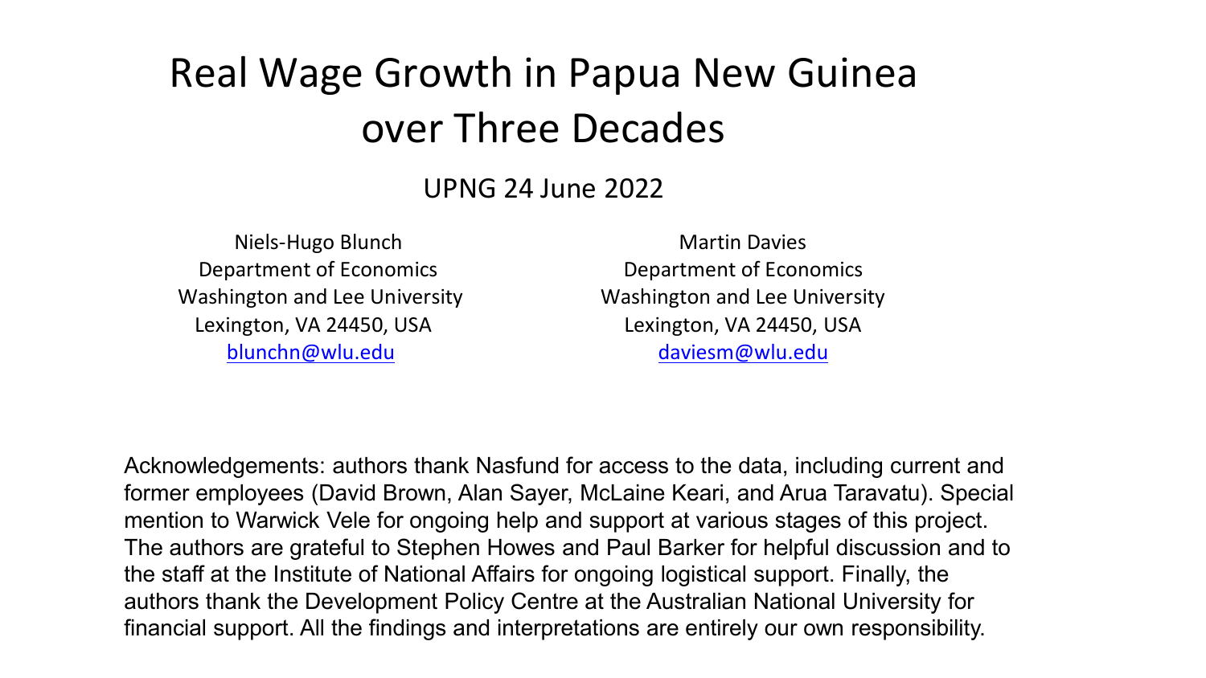# Real Wage Growth in Papua New Guinea over Three Decades

UPNG 24 June 2022

Niels-Hugo Blunch
Department of Economics
Washington and Lee University
Lexington, VA 24450, USA
blunchn@wlu.edu

Martin Davies
Department of Economics
Washington and Lee University
Lexington, VA 24450, USA
daviesm@wlu.edu

Acknowledgements: authors thank Nasfund for access to the data, including current and former employees (David Brown, Alan Sayer, McLaine Keari, and Arua Taravatu). Special mention to Warwick Vele for ongoing help and support at various stages of this project. The authors are grateful to Stephen Howes and Paul Barker for helpful discussion and to the staff at the Institute of National Affairs for ongoing logistical support. Finally, the authors thank the Development Policy Centre at the Australian National University for financial support. All the findings and interpretations are entirely our own responsibility.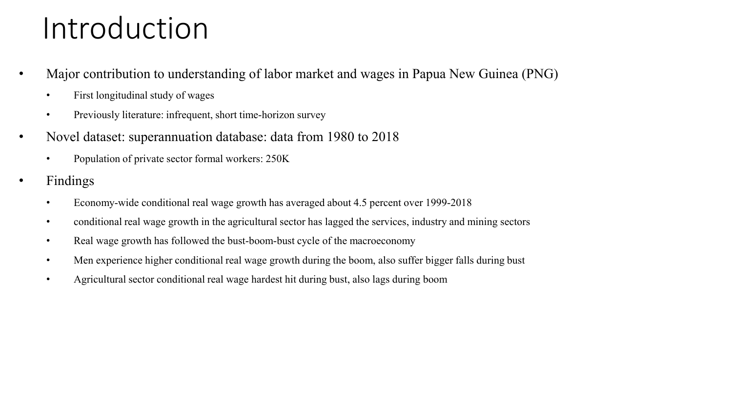# Introduction

- Major contribution to understanding of labor market and wages in Papua New Guinea (PNG)
  - First longitudinal study of wages
  - Previously literature: infrequent, short time-horizon survey
- Novel dataset: superannuation database: data from 1980 to 2018
  - Population of private sector formal workers: 250K
- Findings
  - Economy-wide conditional real wage growth has averaged about 4.5 percent over 1999-2018
  - conditional real wage growth in the agricultural sector has lagged the services, industry and mining sectors
  - Real wage growth has followed the bust-boom-bust cycle of the macroeconomy
  - Men experience higher conditional real wage growth during the boom, also suffer bigger falls during bust
  - Agricultural sector conditional real wage hardest hit during bust, also lags during boom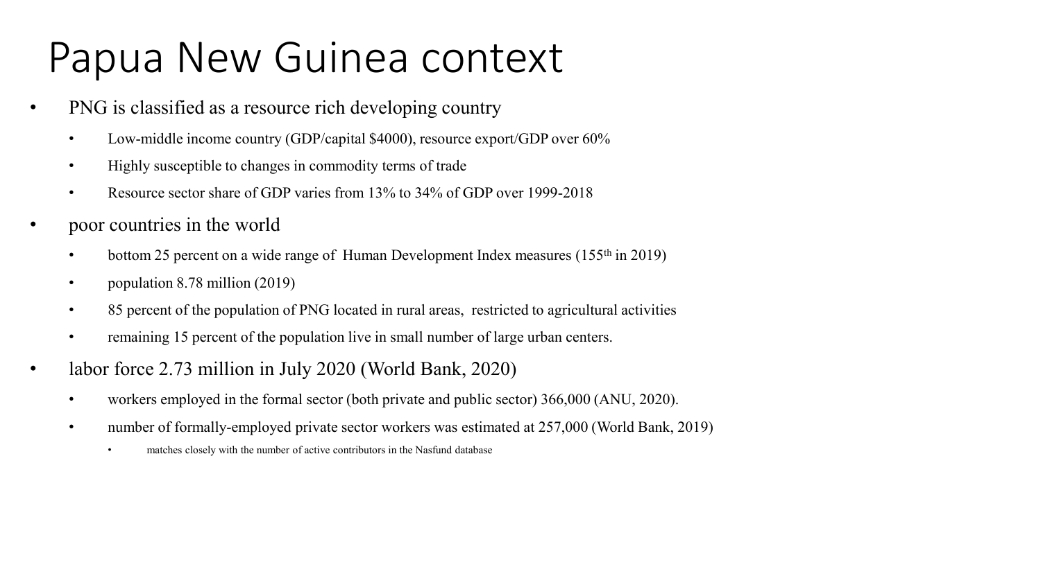# Papua New Guinea context

- PNG is classified as a resource rich developing country
  - Low-middle income country (GDP/capital $4000), resource export/GDP over 60%
  - Highly susceptible to changes in commodity terms of trade
  - Resource sector share of GDP varies from 13% to 34% of GDP over 1999-2018
- poor countries in the world
  - bottom 25 percent on a wide range of Human Development Index measures (155th in 2019)
  - population 8.78 million (2019)
  - 85 percent of the population of PNG located in rural areas, restricted to agricultural activities
  - remaining 15 percent of the population live in small number of large urban centers.
- labor force 2.73 million in July 2020 (World Bank, 2020)
  - workers employed in the formal sector (both private and public sector) 366,000 (ANU, 2020).
  - number of formally-employed private sector workers was estimated at 257,000 (World Bank, 2019)
    - matches closely with the number of active contributors in the Nasfund database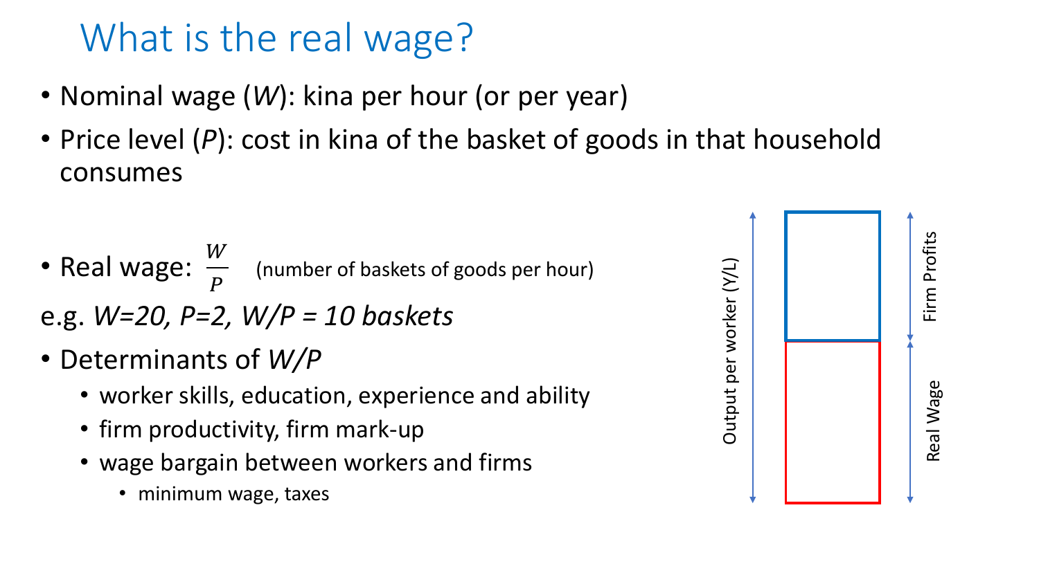# What is the real wage?

- Nominal wage ($W$): kina per hour (or per year)
- Price level ($P$): cost in kina of the basket of goods in that household consumes

- Real wage: $\frac{W}{P}$ (number of baskets of goods per hour)

e.g. *W=20, P=2, W/P = 10 baskets*

- Determinants of *W/P*
  - worker skills, education, experience and ability
  - firm productivity, firm mark-up
  - wage bargain between workers and firms
    - minimum wage, taxes

Output per worker (Y/L)

Firm Profits

Real Wage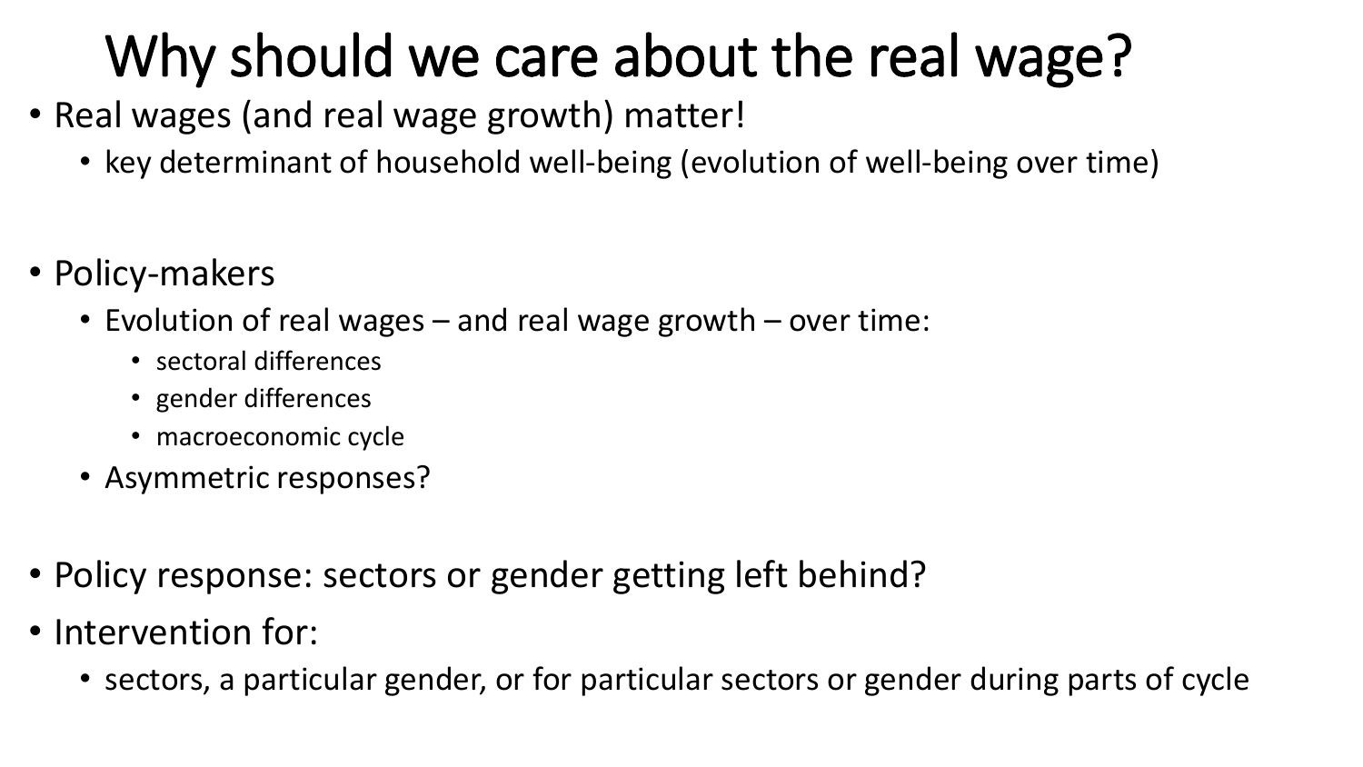# Why should we care about the real wage?

- Real wages (and real wage growth) matter!
  - key determinant of household well-being (evolution of well-being over time)

- Policy-makers
  - Evolution of real wages – and real wage growth – over time:
    - sectoral differences
    - gender differences
    - macroeconomic cycle
  - Asymmetric responses?

- Policy response: sectors or gender getting left behind?
- Intervention for:
  - sectors, a particular gender, or for particular sectors or gender during parts of cycle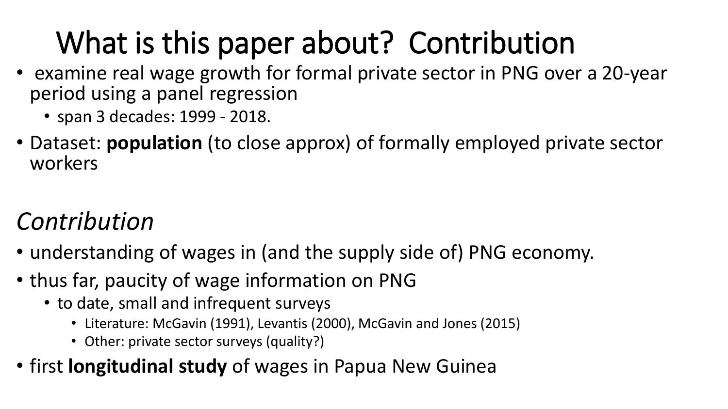# What is this paper about? Contribution

- examine real wage growth for formal private sector in PNG over a 20-year period using a panel regression
  - span 3 decades: 1999 - 2018.
- Dataset: **population** (to close approx) of formally employed private sector workers

## *Contribution*

- understanding of wages in (and the supply side of) PNG economy.
- thus far, paucity of wage information on PNG
  - to date, small and infrequent surveys
    - Literature: McGavin (1991), Levantis (2000), McGavin and Jones (2015)
    - Other: private sector surveys (quality?)
- first **longitudinal study** of wages in Papua New Guinea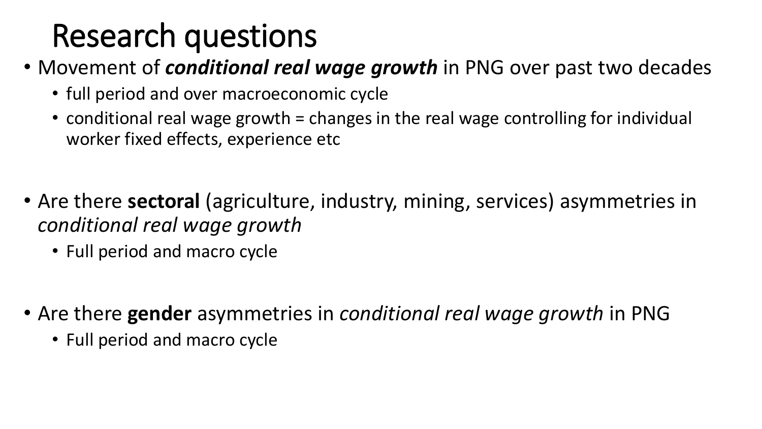# Research questions

- Movement of ***conditional real wage growth*** in PNG over past two decades
  - full period and over macroeconomic cycle
  - conditional real wage growth = changes in the real wage controlling for individual worker fixed effects, experience etc

- Are there **sectoral** (agriculture, industry, mining, services) asymmetries in *conditional real wage growth*
  - Full period and macro cycle

- Are there **gender** asymmetries in *conditional real wage growth* in PNG
  - Full period and macro cycle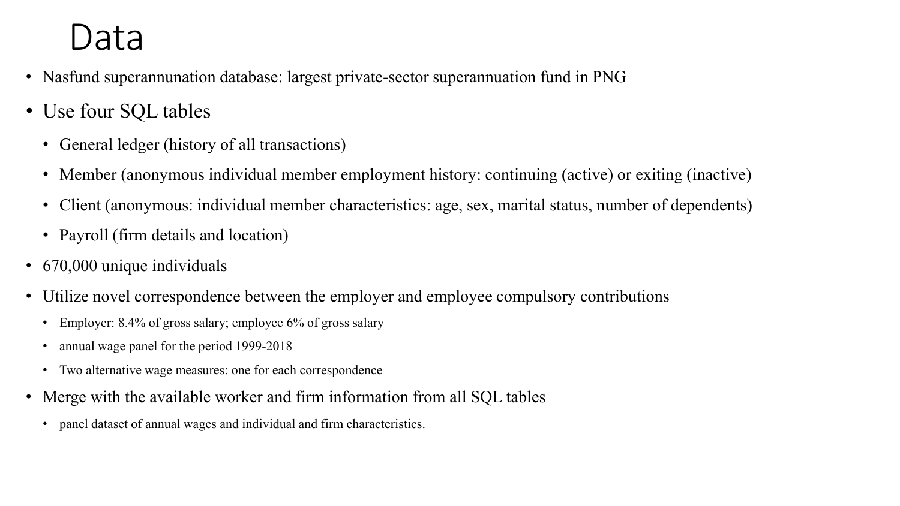# Data

- Nasfund superannunation database: largest private-sector superannuation fund in PNG
- Use four SQL tables
  - General ledger (history of all transactions)
  - Member (anonymous individual member employment history: continuing (active) or exiting (inactive)
  - Client (anonymous: individual member characteristics: age, sex, marital status, number of dependents)
  - Payroll (firm details and location)
- 670,000 unique individuals
- Utilize novel correspondence between the employer and employee compulsory contributions
  - Employer: 8.4% of gross salary; employee 6% of gross salary
  - annual wage panel for the period 1999-2018
  - Two alternative wage measures: one for each correspondence
- Merge with the available worker and firm information from all SQL tables
  - panel dataset of annual wages and individual and firm characteristics.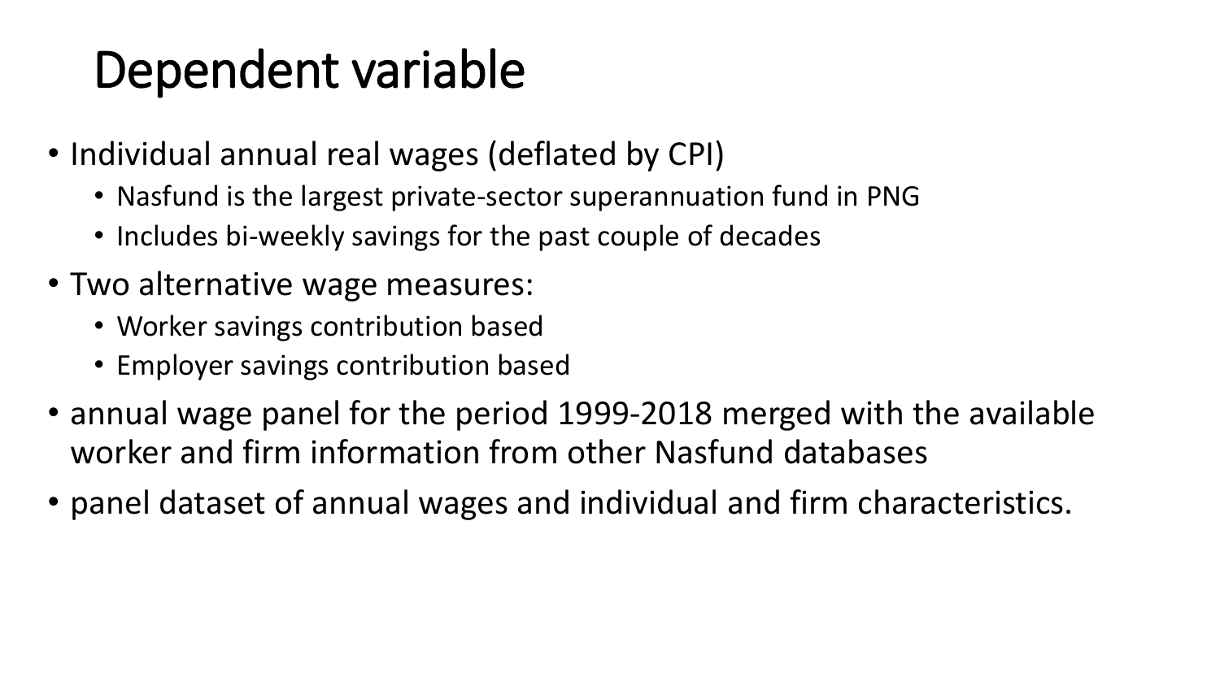# Dependent variable

- Individual annual real wages (deflated by CPI)
  - Nasfund is the largest private-sector superannuation fund in PNG
  - Includes bi-weekly savings for the past couple of decades
- Two alternative wage measures:
  - Worker savings contribution based
  - Employer savings contribution based
- annual wage panel for the period 1999-2018 merged with the available worker and firm information from other Nasfund databases
- panel dataset of annual wages and individual and firm characteristics.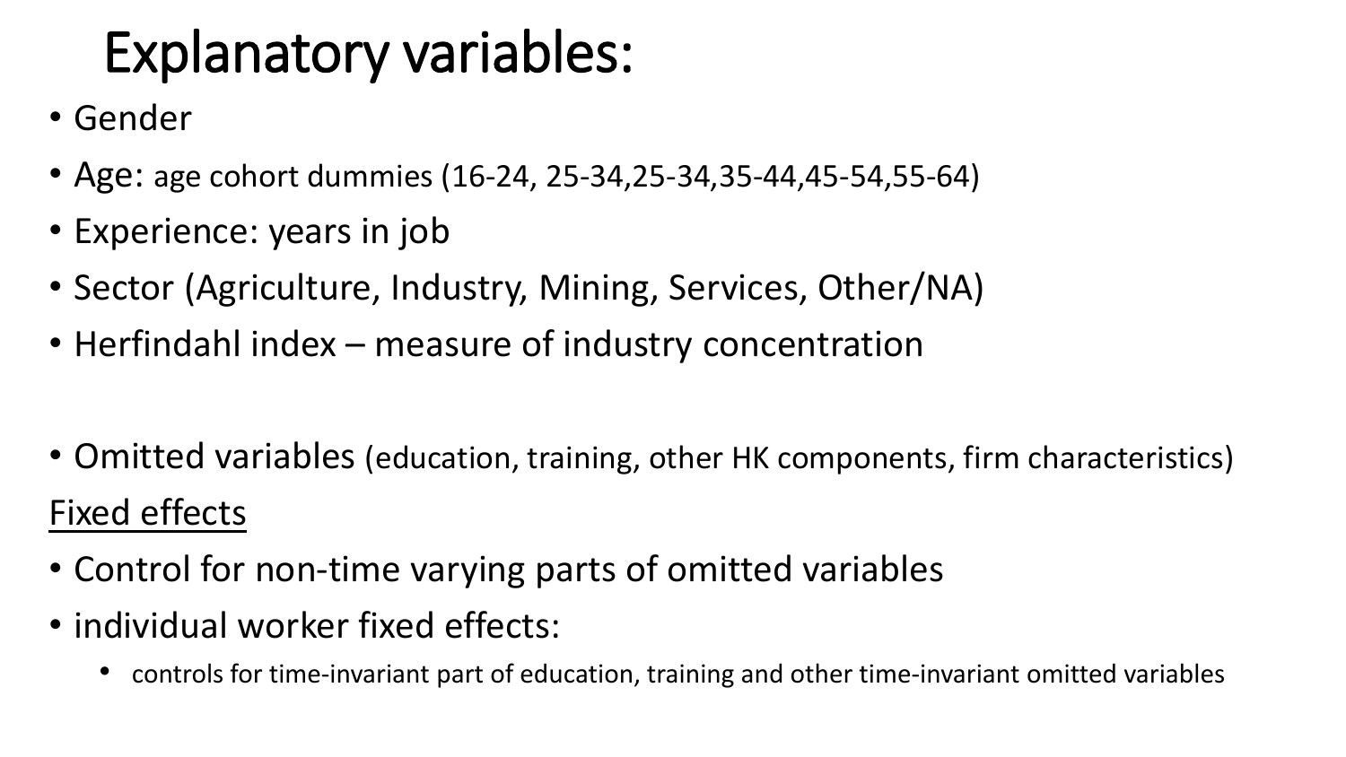# Explanatory variables:

- Gender
- Age: age cohort dummies (16-24, 25-34,25-34,35-44,45-54,55-64)
- Experience: years in job
- Sector (Agriculture, Industry, Mining, Services, Other/NA)
- Herfindahl index – measure of industry concentration

- Omitted variables (education, training, other HK components, firm characteristics)

<u>Fixed effects</u>

- Control for non-time varying parts of omitted variables
- individual worker fixed effects:
  - controls for time-invariant part of education, training and other time-invariant omitted variables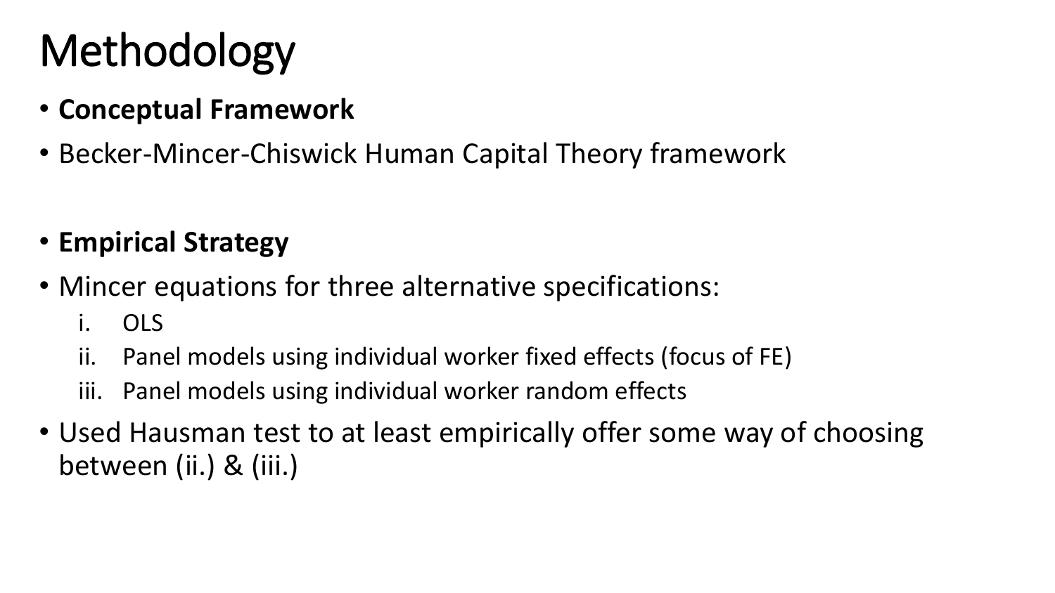# Methodology

- **Conceptual Framework**
- Becker-Mincer-Chiswick Human Capital Theory framework

- **Empirical Strategy**
- Mincer equations for three alternative specifications:
  i. OLS
  ii. Panel models using individual worker fixed effects (focus of FE)
  iii. Panel models using individual worker random effects
- Used Hausman test to at least empirically offer some way of choosing between (ii.) & (iii.)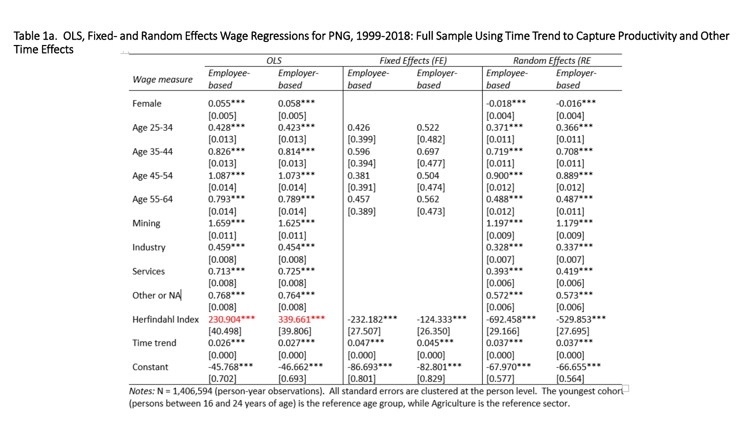Table 1a. OLS, Fixed- and Random Effects Wage Regressions for PNG, 1999-2018: Full Sample Using Time Trend to Capture Productivity and Other Time Effects

| | OLS | | Fixed Effects (FE) | | Random Effects (RE | |
|---|---|---|---|---|---|---|
| *Wage measure* | *Employee-based* | *Employer-based* | *Employee-based* | *Employer-based* | *Employee-based* | *Employer-based* |
| Female | 0.055*** | 0.058*** | | | -0.018*** | -0.016*** |
| | [0.005] | [0.005] | | | [0.004] | [0.004] |
| Age 25-34 | 0.428*** | 0.423*** | 0.426 | 0.522 | 0.371*** | 0.366*** |
| | [0.013] | [0.013] | [0.399] | [0.482] | [0.011] | [0.011] |
| Age 35-44 | 0.826*** | 0.814*** | 0.596 | 0.697 | 0.719*** | 0.708*** |
| | [0.013] | [0.013] | [0.394] | [0.477] | [0.011] | [0.011] |
| Age 45-54 | 1.087*** | 1.073*** | 0.381 | 0.504 | 0.900*** | 0.889*** |
| | [0.014] | [0.014] | [0.391] | [0.474] | [0.012] | [0.012] |
| Age 55-64 | 0.793*** | 0.789*** | 0.457 | 0.562 | 0.488*** | 0.487*** |
| | [0.014] | [0.014] | [0.389] | [0.473] | [0.012] | [0.011] |
| Mining | 1.659*** | 1.625*** | | | 1.197*** | 1.179*** |
| | [0.011] | [0.011] | | | [0.009] | [0.009] |
| Industry | 0.459*** | 0.454*** | | | 0.328*** | 0.337*** |
| | [0.008] | [0.008] | | | [0.007] | [0.007] |
| Services | 0.713*** | 0.725*** | | | 0.393*** | 0.419*** |
| | [0.008] | [0.008] | | | [0.006] | [0.006] |
| Other or NA | 0.768*** | 0.764*** | | | 0.572*** | 0.573*** |
| | [0.008] | [0.008] | | | [0.006] | [0.006] |
| Herfindahl Index | 230.904*** | 339.661*** | -232.182*** | -124.333*** | -692.458*** | -529.853*** |
| | [40.498] | [39.806] | [27.507] | [26.350] | [29.166] | [27.695] |
| Time trend | 0.026*** | 0.027*** | 0.047*** | 0.045*** | 0.037*** | 0.037*** |
| | [0.000] | [0.000] | [0.000] | [0.000] | [0.000] | [0.000] |
| Constant | -45.768*** | -46.662*** | -86.693*** | -82.801*** | -67.970*** | -66.655*** |
| | [0.702] | [0.693] | [0.801] | [0.829] | [0.577] | [0.564] |

*Notes:* N = 1,406,594 (person-year observations). All standard errors are clustered at the person level. The youngest cohort (persons between 16 and 24 years of age) is the reference age group, while Agriculture is the reference sector.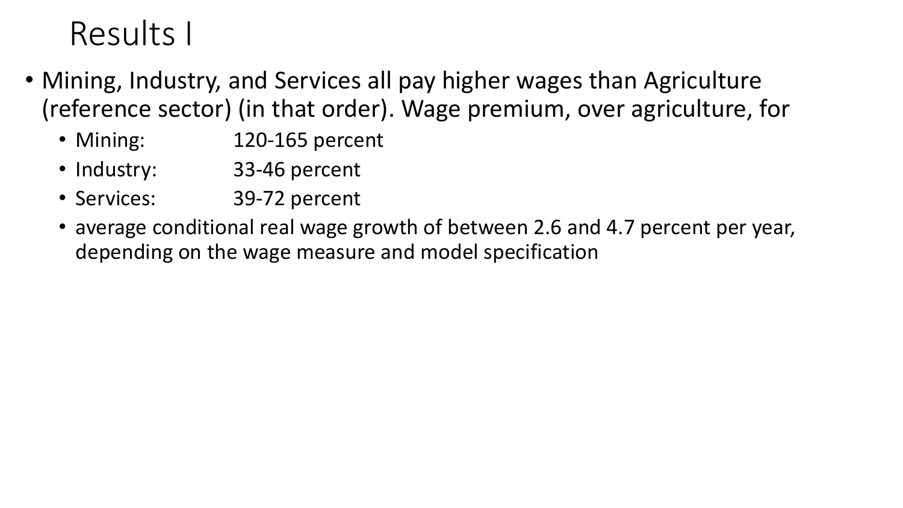# Results I

- Mining, Industry, and Services all pay higher wages than Agriculture (reference sector) (in that order). Wage premium, over agriculture, for
  - Mining: 120-165 percent
  - Industry: 33-46 percent
  - Services: 39-72 percent
  - average conditional real wage growth of between 2.6 and 4.7 percent per year, depending on the wage measure and model specification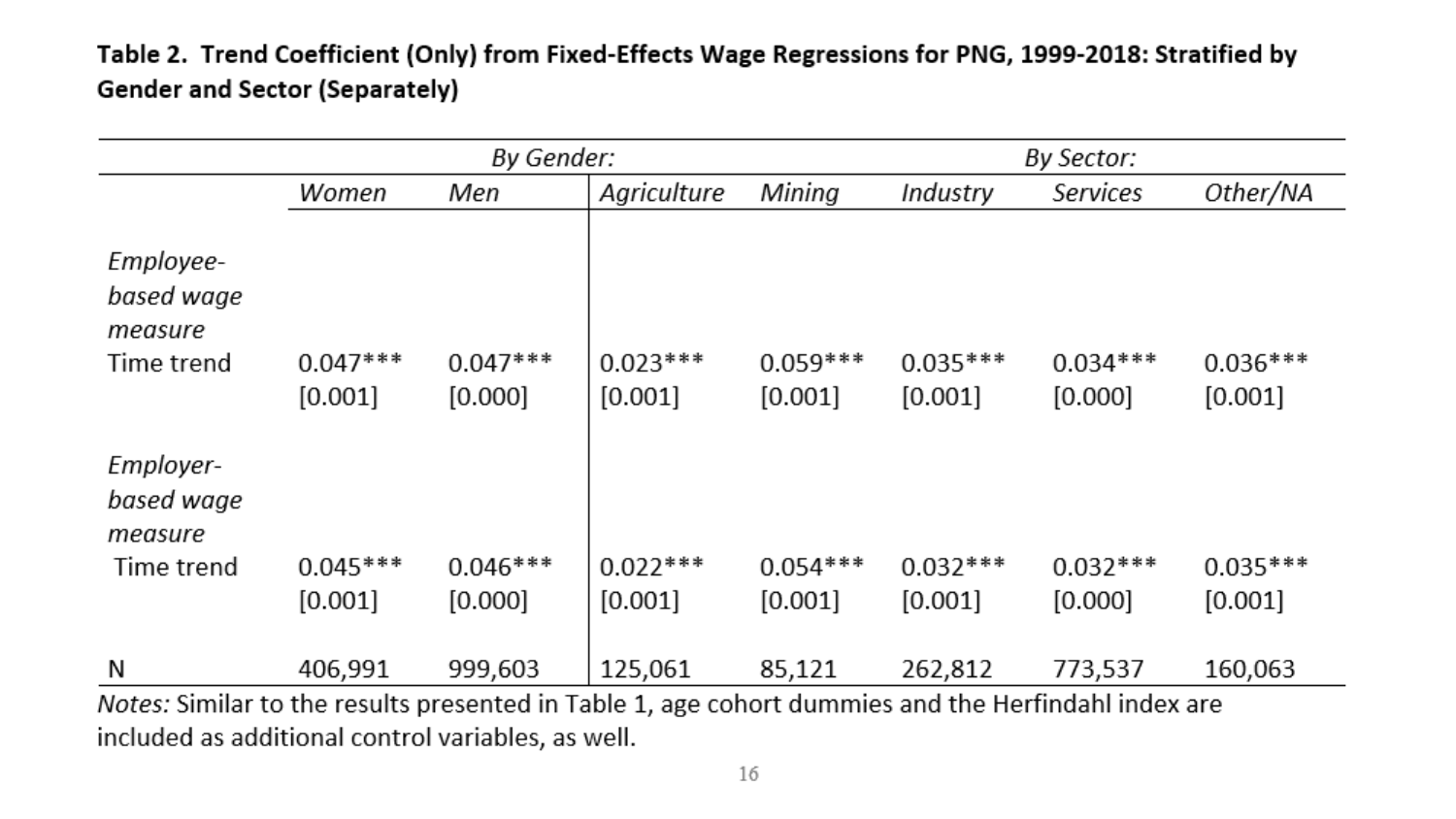**Table 2. Trend Coefficient (Only) from Fixed-Effects Wage Regressions for PNG, 1999-2018: Stratified by Gender and Sector (Separately)**

| | *By Gender:* | | *By Sector:* | | | | |
|---|---|---|---|---|---|---|---|
| | *Women* | *Men* | *Agriculture* | *Mining* | *Industry* | *Services* | *Other/NA* |
| *Employee-based wage measure* | | | | | | | |
| Time trend | 0.047*** | 0.047*** | 0.023*** | 0.059*** | 0.035*** | 0.034*** | 0.036*** |
| | [0.001] | [0.000] | [0.001] | [0.001] | [0.001] | [0.000] | [0.001] |
| *Employer-based wage measure* | | | | | | | |
| Time trend | 0.045*** | 0.046*** | 0.022*** | 0.054*** | 0.032*** | 0.032*** | 0.035*** |
| | [0.001] | [0.000] | [0.001] | [0.001] | [0.001] | [0.000] | [0.001] |
| N | 406,991 | 999,603 | 125,061 | 85,121 | 262,812 | 773,537 | 160,063 |

*Notes:* Similar to the results presented in Table 1, age cohort dummies and the Herfindahl index are included as additional control variables, as well.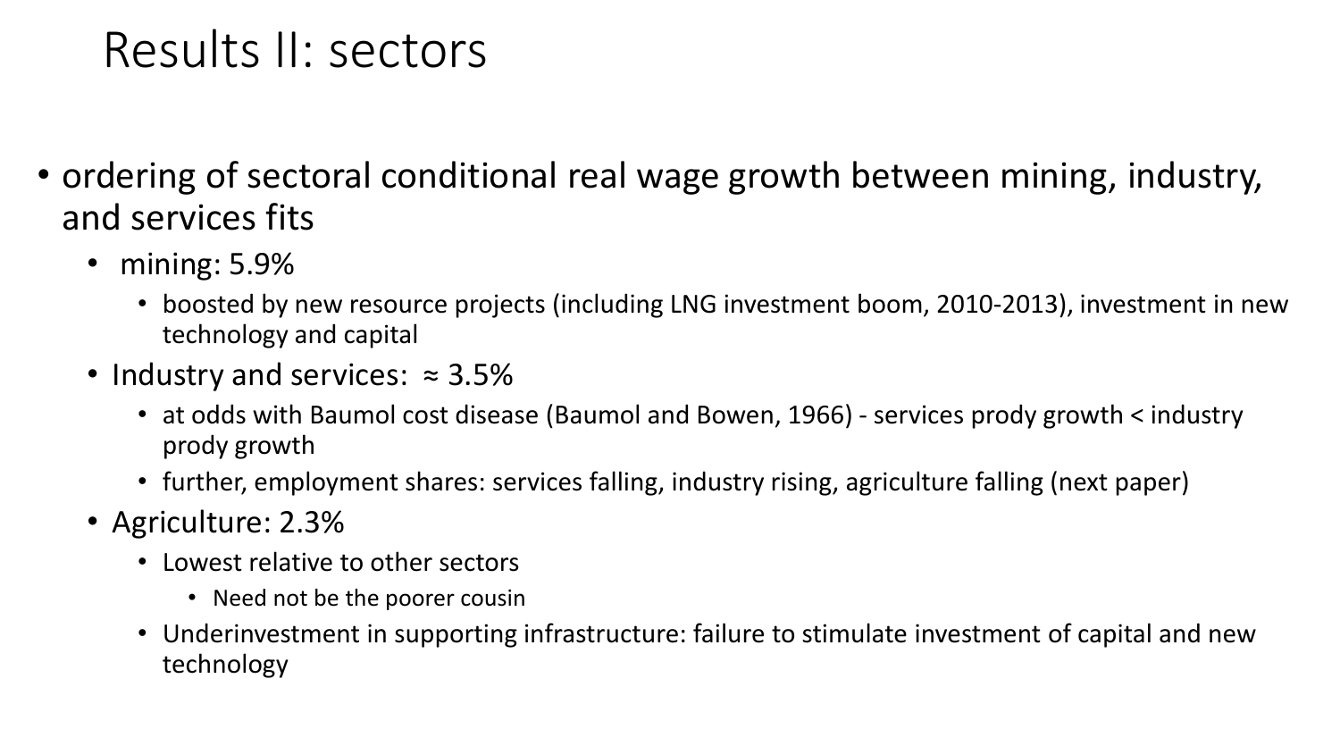# Results II: sectors

- ordering of sectoral conditional real wage growth between mining, industry, and services fits
  - mining: 5.9%
    - boosted by new resource projects (including LNG investment boom, 2010-2013), investment in new technology and capital
  - Industry and services: ≈ 3.5%
    - at odds with Baumol cost disease (Baumol and Bowen, 1966) - services prody growth < industry prody growth
    - further, employment shares: services falling, industry rising, agriculture falling (next paper)
  - Agriculture: 2.3%
    - Lowest relative to other sectors
      - Need not be the poorer cousin
    - Underinvestment in supporting infrastructure: failure to stimulate investment of capital and new technology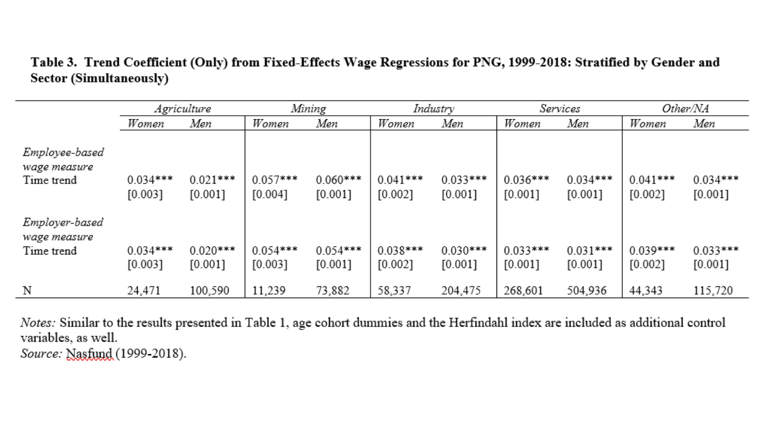**Table 3. Trend Coefficient (Only) from Fixed-Effects Wage Regressions for PNG, 1999-2018: Stratified by Gender and Sector (Simultaneously)**

| | *Agriculture* | | *Mining* | | *Industry* | | *Services* | | *Other/NA* | |
|---|---|---|---|---|---|---|---|---|---|---|
| | *Women* | *Men* | *Women* | *Men* | *Women* | *Men* | *Women* | *Men* | *Women* | *Men* |
| *Employee-based wage measure* | | | | | | | | | | |
| Time trend | 0.034*** | 0.021*** | 0.057*** | 0.060*** | 0.041*** | 0.033*** | 0.036*** | 0.034*** | 0.041*** | 0.034*** |
| | [0.003] | [0.001] | [0.004] | [0.001] | [0.002] | [0.001] | [0.001] | [0.001] | [0.002] | [0.001] |
| *Employer-based wage measure* | | | | | | | | | | |
| Time trend | 0.034*** | 0.020*** | 0.054*** | 0.054*** | 0.038*** | 0.030*** | 0.033*** | 0.031*** | 0.039*** | 0.033*** |
| | [0.003] | [0.001] | [0.003] | [0.001] | [0.002] | [0.001] | [0.001] | [0.001] | [0.002] | [0.001] |
| N | 24,471 | 100,590 | 11,239 | 73,882 | 58,337 | 204,475 | 268,601 | 504,936 | 44,343 | 115,720 |

*Notes:* Similar to the results presented in Table 1, age cohort dummies and the Herfindahl index are included as additional control variables, as well.
*Source:* Nasfund (1999-2018).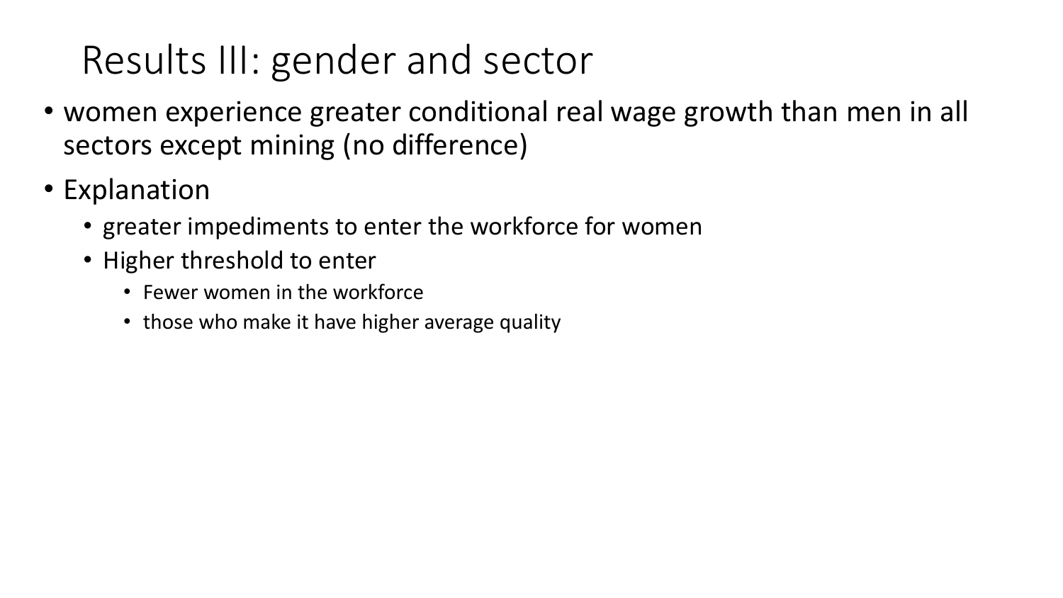# Results III: gender and sector

- women experience greater conditional real wage growth than men in all sectors except mining (no difference)
- Explanation
  - greater impediments to enter the workforce for women
  - Higher threshold to enter
    - Fewer women in the workforce
    - those who make it have higher average quality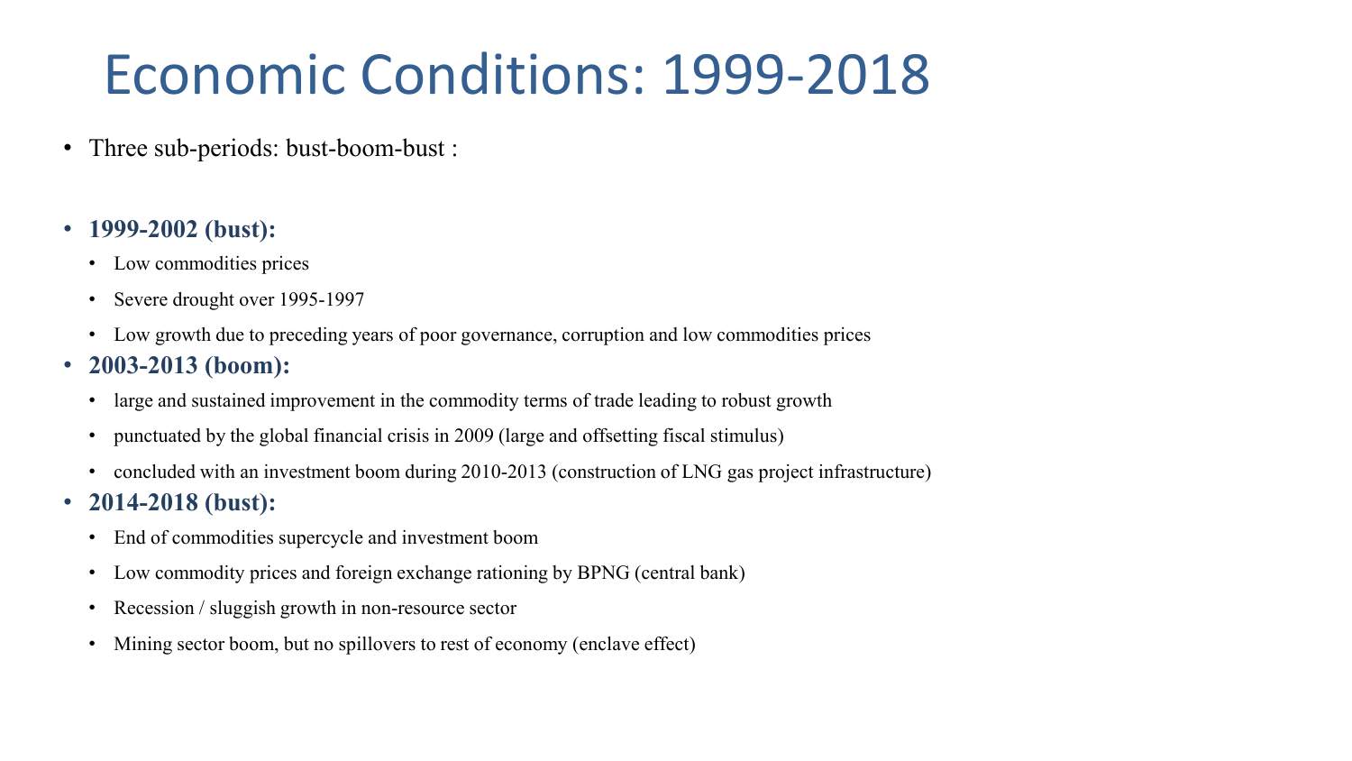# Economic Conditions: 1999-2018

- Three sub-periods: bust-boom-bust :

- **1999-2002 (bust):**
  - Low commodities prices
  - Severe drought over 1995-1997
  - Low growth due to preceding years of poor governance, corruption and low commodities prices
- **2003-2013 (boom):**
  - large and sustained improvement in the commodity terms of trade leading to robust growth
  - punctuated by the global financial crisis in 2009 (large and offsetting fiscal stimulus)
  - concluded with an investment boom during 2010-2013 (construction of LNG gas project infrastructure)
- **2014-2018 (bust):**
  - End of commodities supercycle and investment boom
  - Low commodity prices and foreign exchange rationing by BPNG (central bank)
  - Recession / sluggish growth in non-resource sector
  - Mining sector boom, but no spillovers to rest of economy (enclave effect)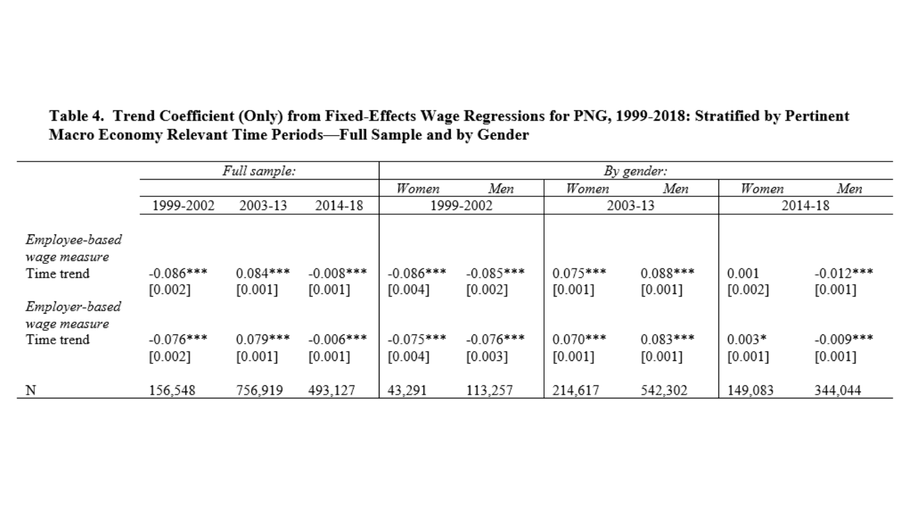**Table 4. Trend Coefficient (Only) from Fixed-Effects Wage Regressions for PNG, 1999-2018: Stratified by Pertinent Macro Economy Relevant Time Periods—Full Sample and by Gender**

| | *Full sample:* | | | *By gender:* | | | | | |
|---|---|---|---|---|---|---|---|---|---|
| | | | | *Women* | *Men* | *Women* | *Men* | *Women* | *Men* |
| | 1999-2002 | 2003-13 | 2014-18 | 1999-2002 | | 2003-13 | | 2014-18 | |
| *Employee-based wage measure* | | | | | | | | | |
| Time trend | -0.086*** | 0.084*** | -0.008*** | -0.086*** | -0.085*** | 0.075*** | 0.088*** | 0.001 | -0.012*** |
| | [0.002] | [0.001] | [0.001] | [0.004] | [0.002] | [0.001] | [0.001] | [0.002] | [0.001] |
| *Employer-based wage measure* | | | | | | | | | |
| Time trend | -0.076*** | 0.079*** | -0.006*** | -0.075*** | -0.076*** | 0.070*** | 0.083*** | 0.003* | -0.009*** |
| | [0.002] | [0.001] | [0.001] | [0.004] | [0.003] | [0.001] | [0.001] | [0.001] | [0.001] |
| N | 156,548 | 756,919 | 493,127 | 43,291 | 113,257 | 214,617 | 542,302 | 149,083 | 344,044 |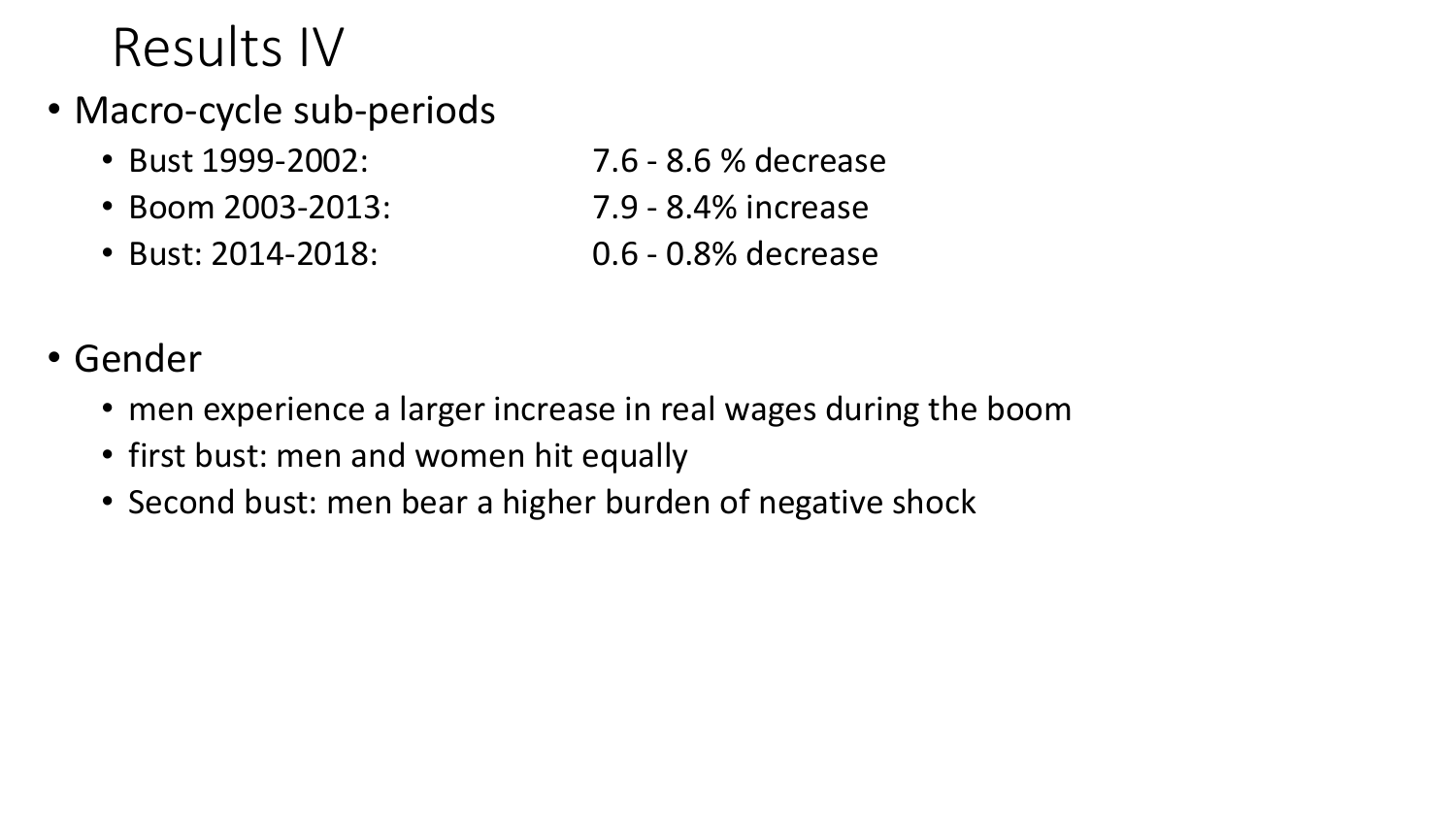# Results IV

- Macro-cycle sub-periods
  - Bust 1999-2002: 7.6 - 8.6 % decrease
  - Boom 2003-2013: 7.9 - 8.4% increase
  - Bust: 2014-2018: 0.6 - 0.8% decrease

- Gender
  - men experience a larger increase in real wages during the boom
  - first bust: men and women hit equally
  - Second bust: men bear a higher burden of negative shock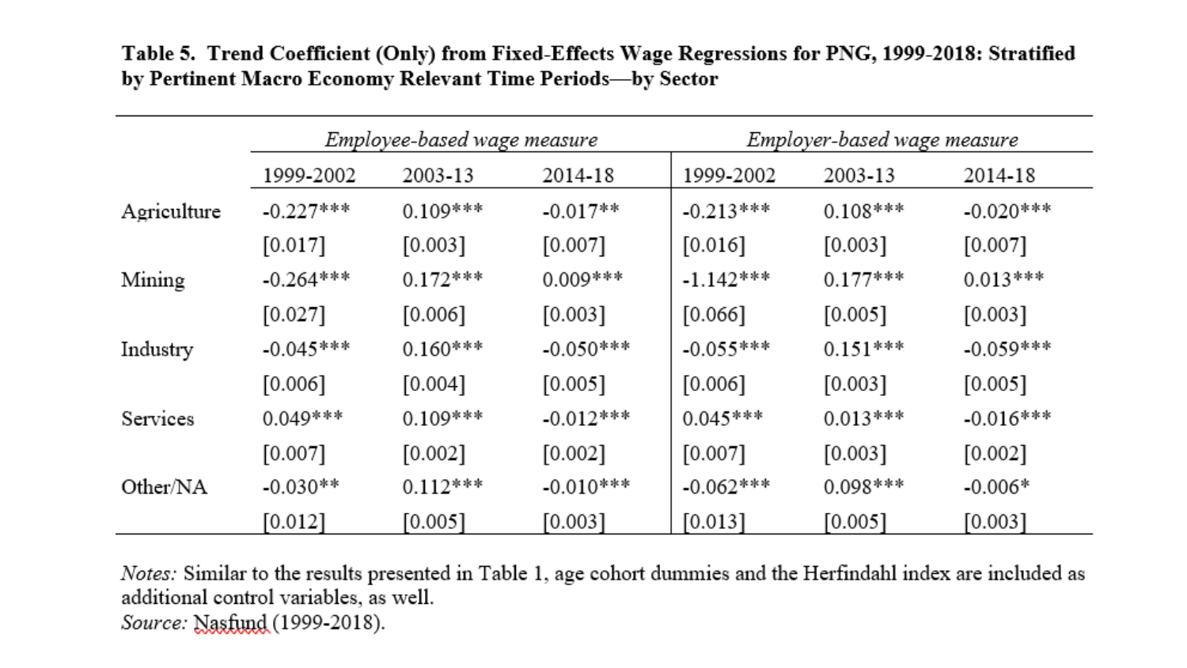**Table 5. Trend Coefficient (Only) from Fixed-Effects Wage Regressions for PNG, 1999-2018: Stratified by Pertinent Macro Economy Relevant Time Periods—by Sector**

| | *Employee-based wage measure* | | | *Employer-based wage measure* | | |
|---|---|---|---|---|---|---|
| | 1999-2002 | 2003-13 | 2014-18 | 1999-2002 | 2003-13 | 2014-18 |
| Agriculture | -0.227*** | 0.109*** | -0.017** | -0.213*** | 0.108*** | -0.020*** |
| | [0.017] | [0.003] | [0.007] | [0.016] | [0.003] | [0.007] |
| Mining | -0.264*** | 0.172*** | 0.009*** | -1.142*** | 0.177*** | 0.013*** |
| | [0.027] | [0.006] | [0.003] | [0.066] | [0.005] | [0.003] |
| Industry | -0.045*** | 0.160*** | -0.050*** | -0.055*** | 0.151*** | -0.059*** |
| | [0.006] | [0.004] | [0.005] | [0.006] | [0.003] | [0.005] |
| Services | 0.049*** | 0.109*** | -0.012*** | 0.045*** | 0.013*** | -0.016*** |
| | [0.007] | [0.002] | [0.002] | [0.007] | [0.003] | [0.002] |
| Other/NA | -0.030** | 0.112*** | -0.010*** | -0.062*** | 0.098*** | -0.006* |
| | [0.012] | [0.005] | [0.003] | [0.013] | [0.005] | [0.003] |

*Notes:* Similar to the results presented in Table 1, age cohort dummies and the Herfindahl index are included as additional control variables, as well.
*Source:* Nasfund (1999-2018).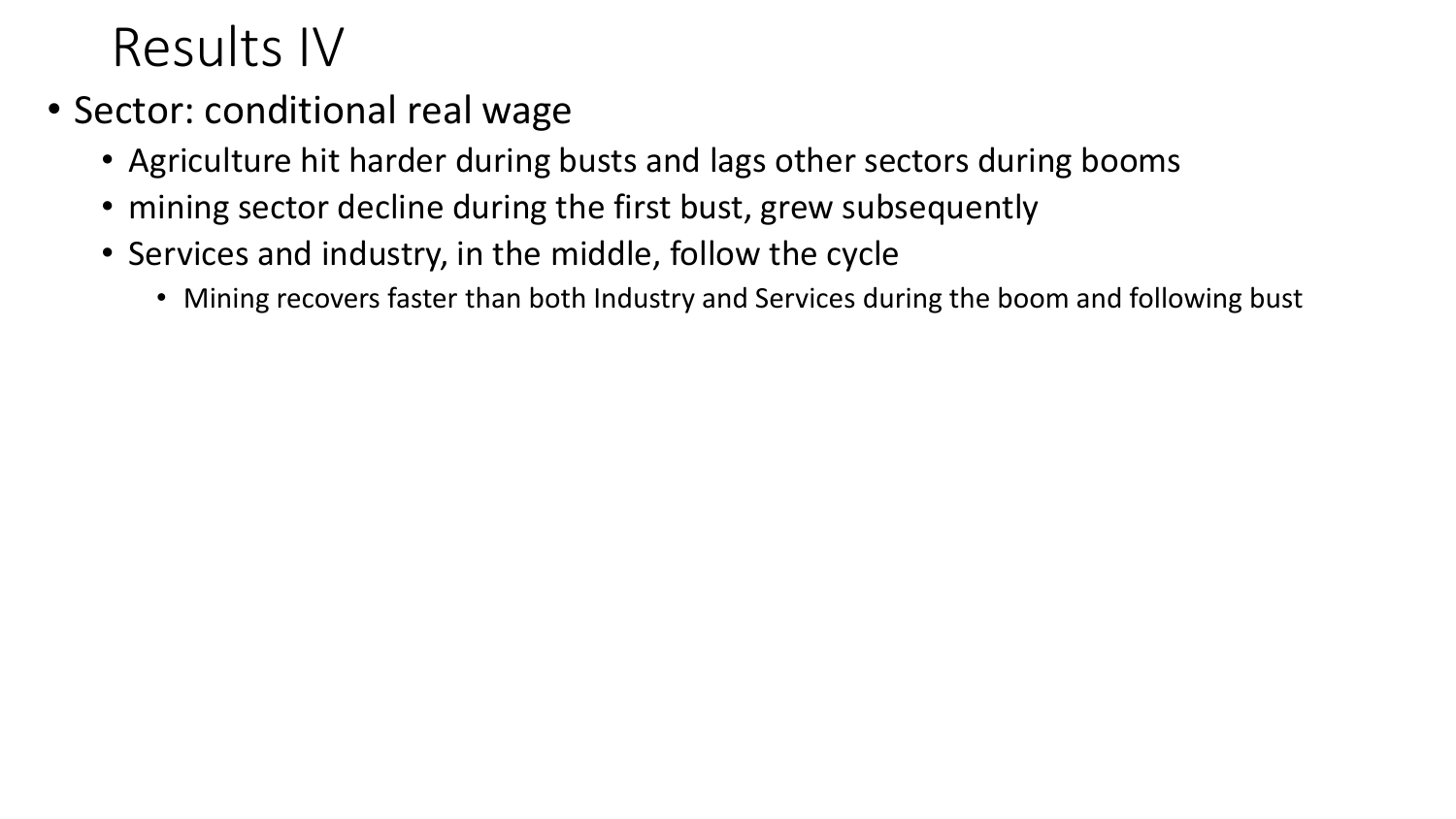# Results IV

- Sector: conditional real wage
  - Agriculture hit harder during busts and lags other sectors during booms
  - mining sector decline during the first bust, grew subsequently
  - Services and industry, in the middle, follow the cycle
    - Mining recovers faster than both Industry and Services during the boom and following bust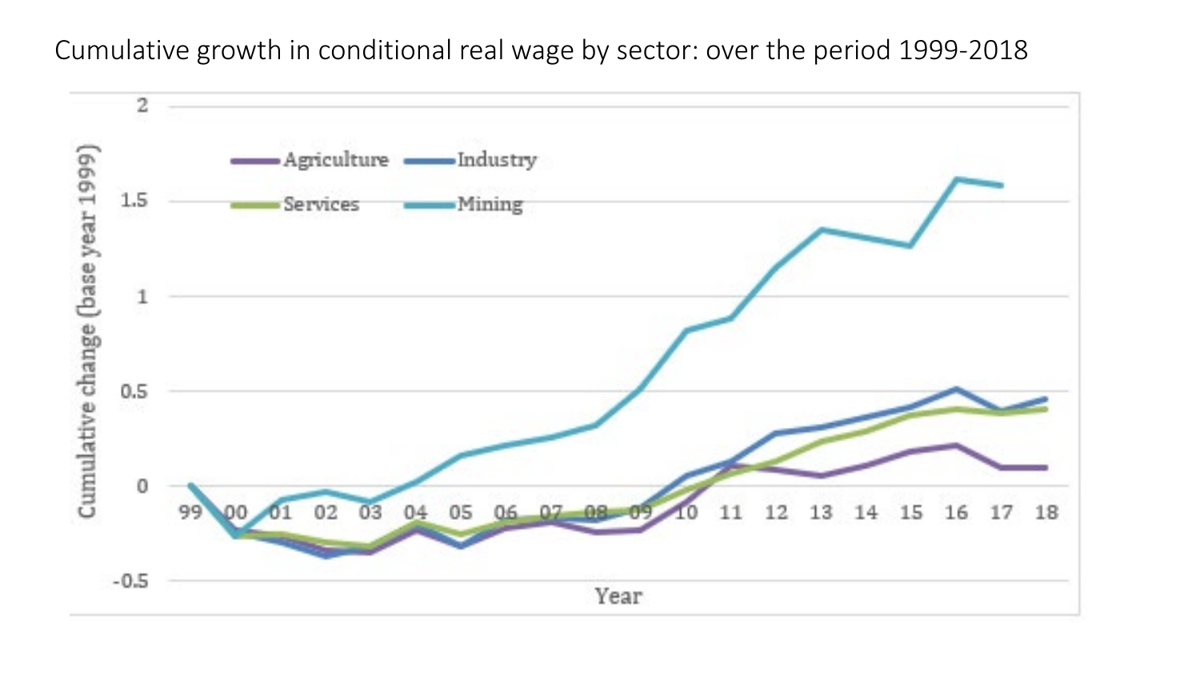Cumulative growth in conditional real wage by sector: over the period 1999-2018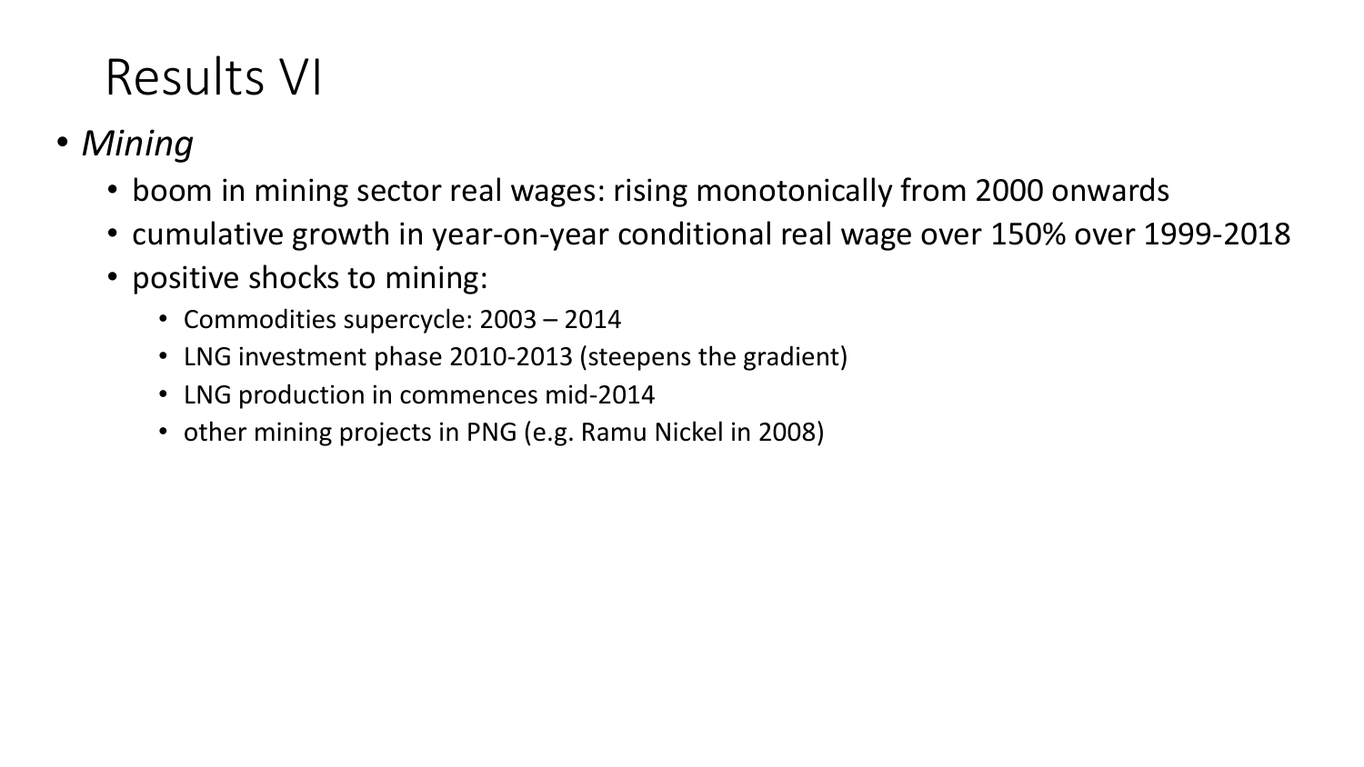# Results VI

- *Mining*
  - boom in mining sector real wages: rising monotonically from 2000 onwards
  - cumulative growth in year-on-year conditional real wage over 150% over 1999-2018
  - positive shocks to mining:
    - Commodities supercycle: 2003 – 2014
    - LNG investment phase 2010-2013 (steepens the gradient)
    - LNG production in commences mid-2014
    - other mining projects in PNG (e.g. Ramu Nickel in 2008)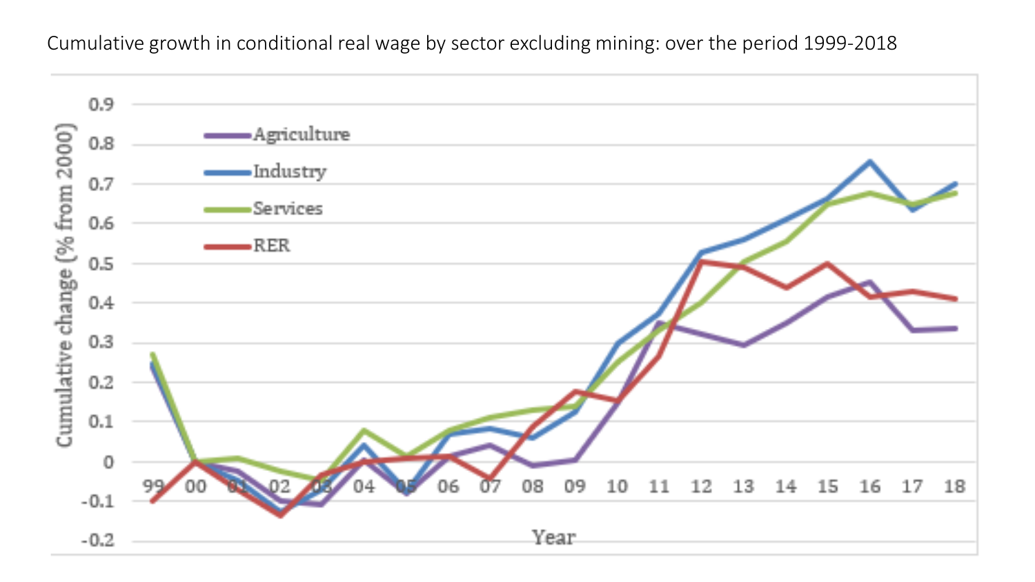Cumulative growth in conditional real wage by sector excluding mining: over the period 1999-2018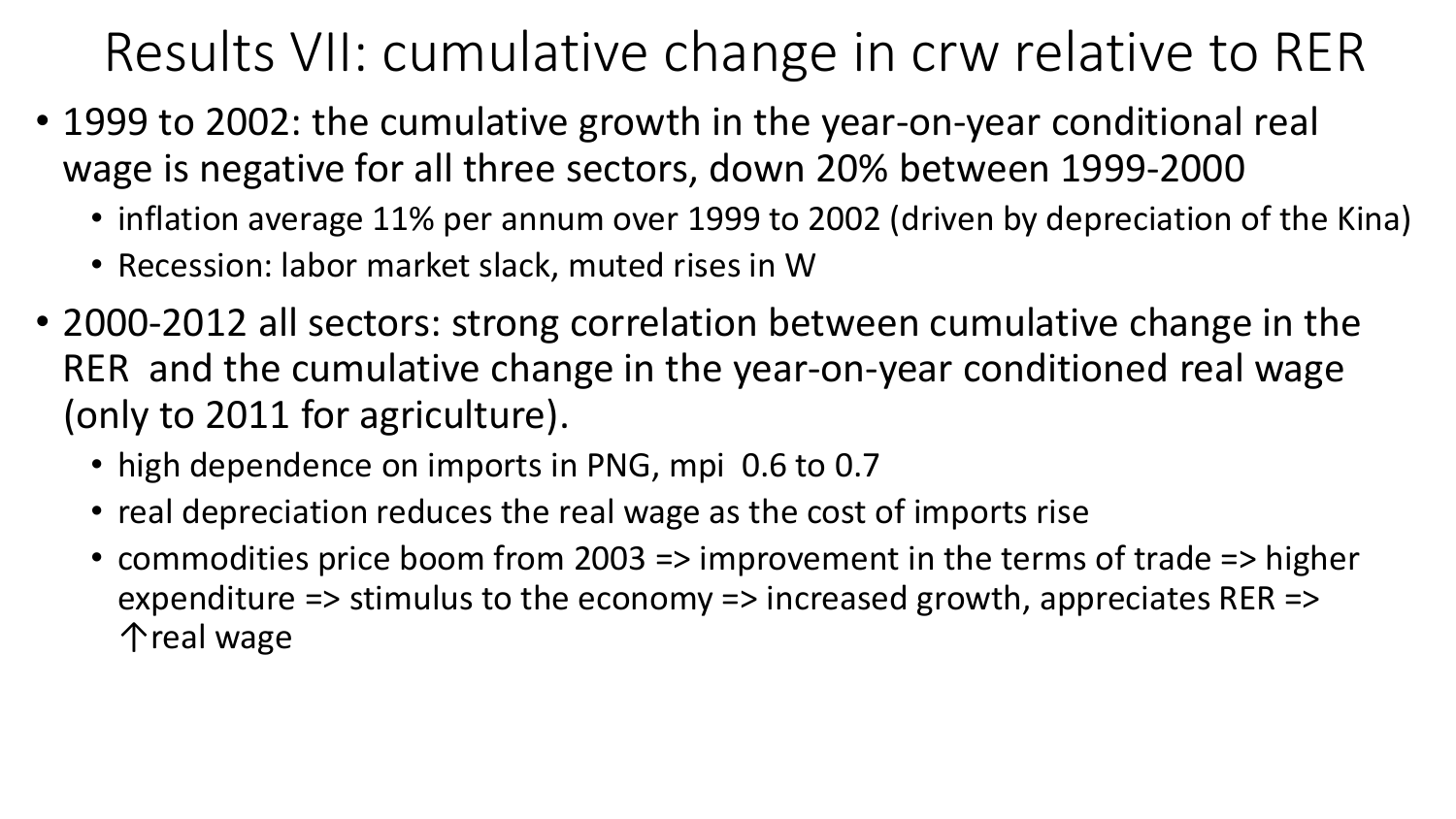# Results VII: cumulative change in crw relative to RER

- 1999 to 2002: the cumulative growth in the year-on-year conditional real wage is negative for all three sectors, down 20% between 1999-2000
  - inflation average 11% per annum over 1999 to 2002 (driven by depreciation of the Kina)
  - Recession: labor market slack, muted rises in W
- 2000-2012 all sectors: strong correlation between cumulative change in the RER and the cumulative change in the year-on-year conditioned real wage (only to 2011 for agriculture).
  - high dependence on imports in PNG, mpi 0.6 to 0.7
  - real depreciation reduces the real wage as the cost of imports rise
  - commodities price boom from 2003 => improvement in the terms of trade => higher expenditure => stimulus to the economy => increased growth, appreciates RER => ↑real wage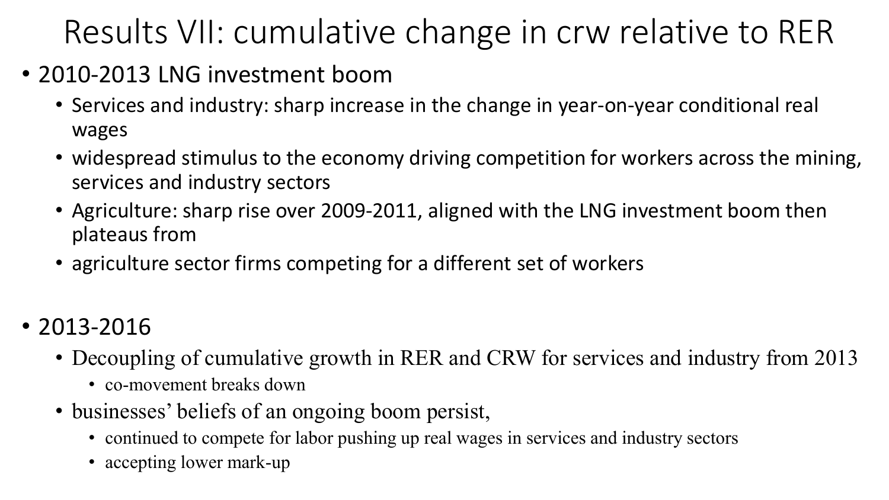# Results VII: cumulative change in crw relative to RER

- 2010-2013 LNG investment boom
  - Services and industry: sharp increase in the change in year-on-year conditional real wages
  - widespread stimulus to the economy driving competition for workers across the mining, services and industry sectors
  - Agriculture: sharp rise over 2009-2011, aligned with the LNG investment boom then plateaus from
  - agriculture sector firms competing for a different set of workers

- 2013-2016
  - Decoupling of cumulative growth in RER and CRW for services and industry from 2013
    - co-movement breaks down
  - businesses' beliefs of an ongoing boom persist,
    - continued to compete for labor pushing up real wages in services and industry sectors
    - accepting lower mark-up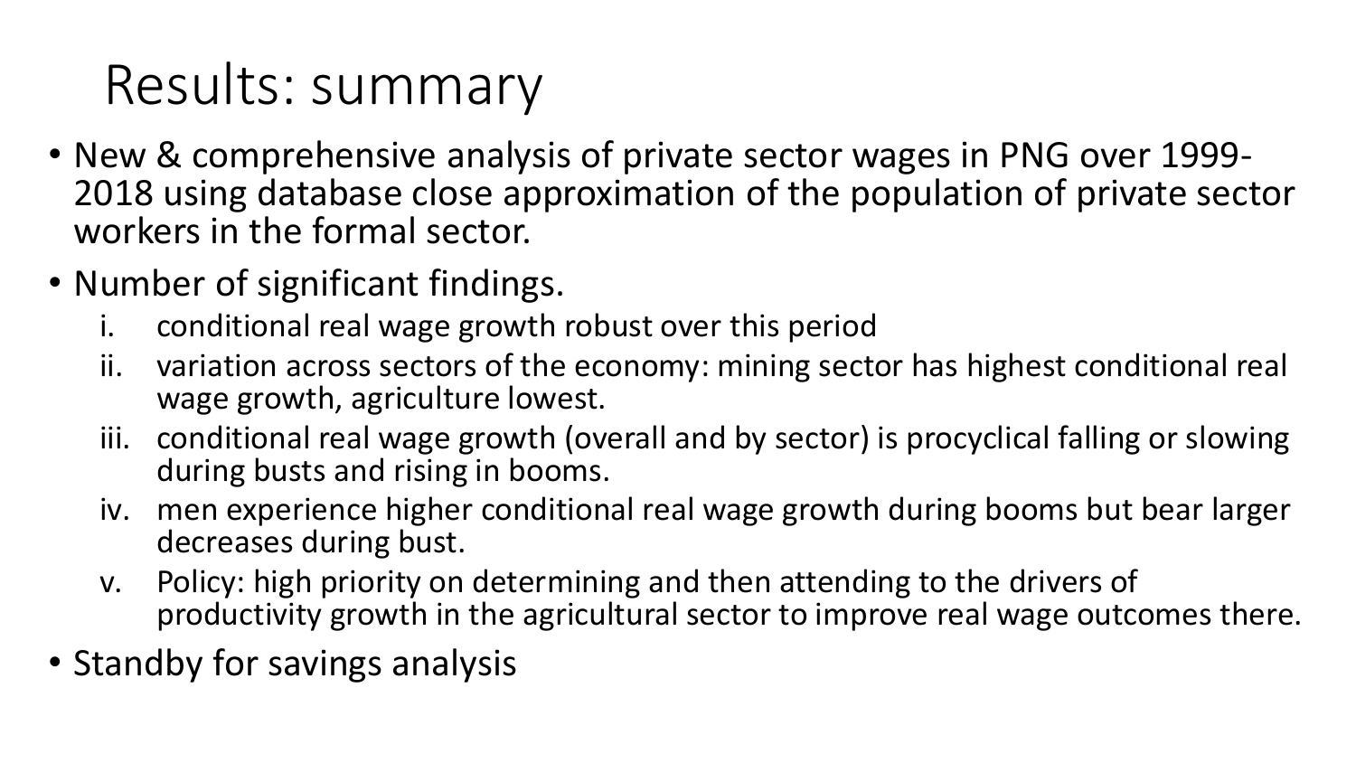# Results: summary

- New & comprehensive analysis of private sector wages in PNG over 1999-2018 using database close approximation of the population of private sector workers in the formal sector.
- Number of significant findings.
  i. conditional real wage growth robust over this period
  ii. variation across sectors of the economy: mining sector has highest conditional real wage growth, agriculture lowest.
  iii. conditional real wage growth (overall and by sector) is procyclical falling or slowing during busts and rising in booms.
  iv. men experience higher conditional real wage growth during booms but bear larger decreases during bust.
  v. Policy: high priority on determining and then attending to the drivers of productivity growth in the agricultural sector to improve real wage outcomes there.
- Standby for savings analysis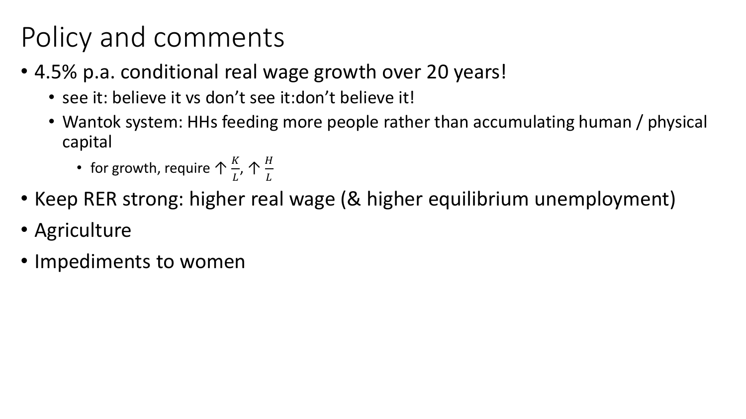# Policy and comments

- 4.5% p.a. conditional real wage growth over 20 years!
  - see it: believe it vs don't see it:don't believe it!
  - Wantok system: HHs feeding more people rather than accumulating human / physical capital
    - for growth, require $\uparrow \frac{K}{L}, \uparrow \frac{H}{L}$
- Keep RER strong: higher real wage (& higher equilibrium unemployment)
- Agriculture
- Impediments to women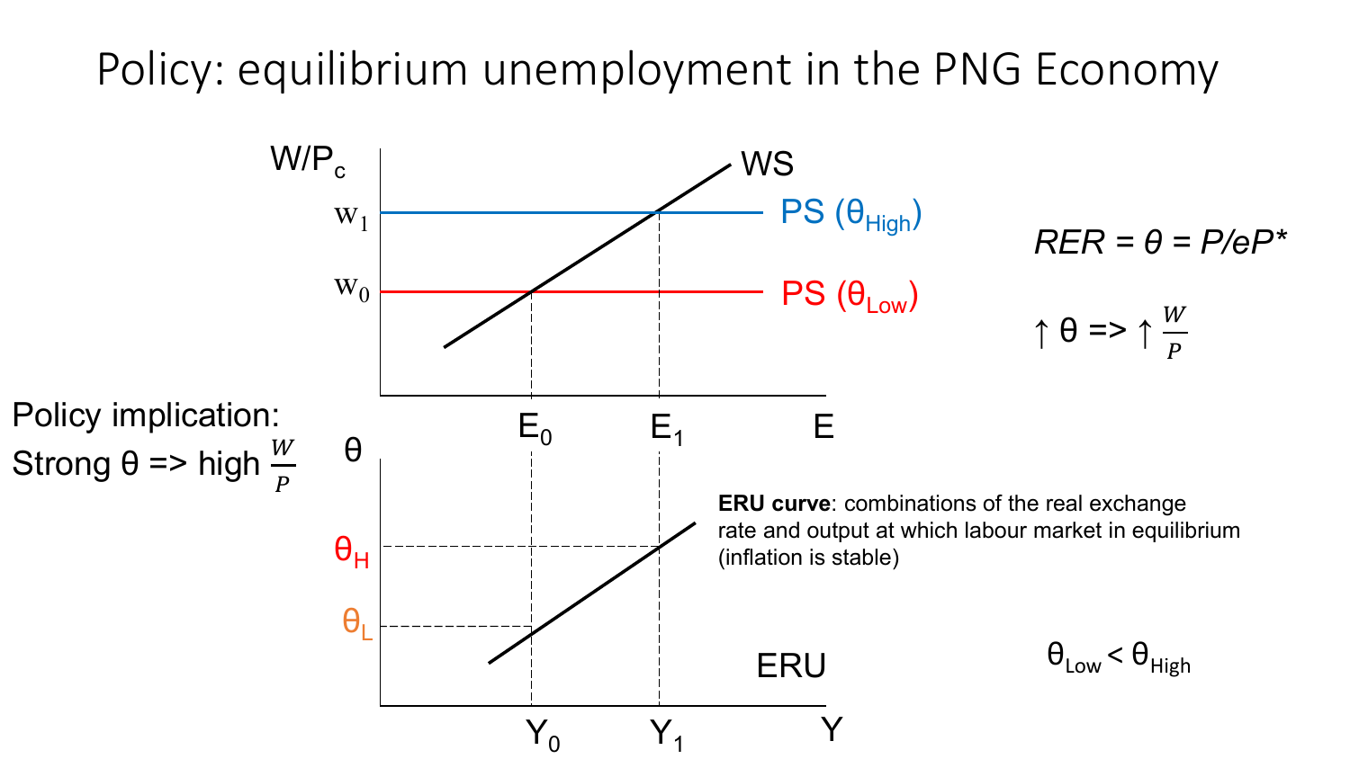# Policy: equilibrium unemployment in the PNG Economy

$W/P_c$

$w_1$

$w_0$

WS

PS ($\theta_{High}$)

PS ($\theta_{Low}$)

$E_0$ $E_1$ E

$\theta$

$\theta_H$

$\theta_L$

$Y_0$ $Y_1$ Y

ERU

**ERU curve**: combinations of the real exchange rate and output at which labour market in equilibrium (inflation is stable)

$RER = \theta = P/eP^*$

$\uparrow \theta \Rightarrow \uparrow \frac{W}{P}$

Policy implication:

Strong $\theta$ => high $\frac{W}{P}$

$\theta_{Low} < \theta_{High}$